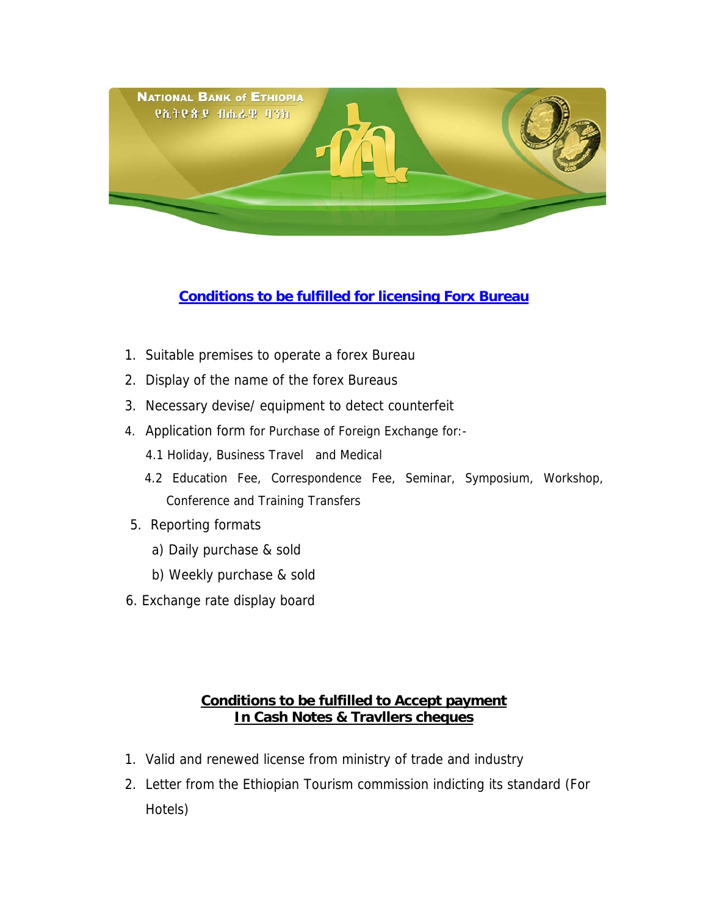## Conditions to be fulfilled for licensing Forx Bureau

1. Suitable premises to operate a forex Bureau
2. Display of the name of the forex Bureaus
3. Necessary devise/ equipment to detect counterfeit
4. Application form for Purchase of Foreign Exchange for:-
   - 4.1 Holiday, Business Travel and Medical
   - 4.2 Education Fee, Correspondence Fee, Seminar, Symposium, Workshop, Conference and Training Transfers
5. Reporting formats
   - a) Daily purchase & sold
   - b) Weekly purchase & sold
6. Exchange rate display board

## Conditions to be fulfilled to Accept payment In Cash Notes & Travllers cheques

1. Valid and renewed license from ministry of trade and industry
2. Letter from the Ethiopian Tourism commission indicting its standard (For Hotels)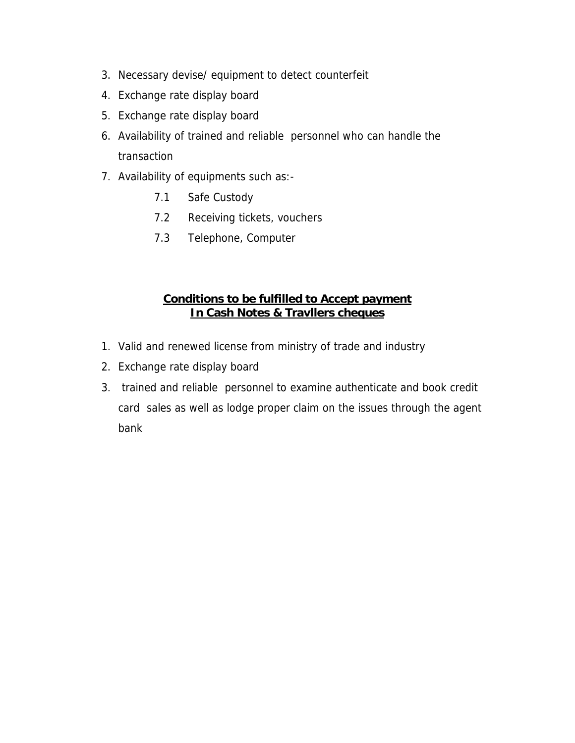3. Necessary devise/ equipment to detect counterfeit
4. Exchange rate display board
5. Exchange rate display board
6. Availability of trained and reliable personnel who can handle the transaction
7. Availability of equipments such as:-
    - 7.1 Safe Custody
    - 7.2 Receiving tickets, vouchers
    - 7.3 Telephone, Computer

## **Conditions to be fulfilled to Accept payment In Cash Notes & Travllers cheques**

1. Valid and renewed license from ministry of trade and industry
2. Exchange rate display board
3. trained and reliable personnel to examine authenticate and book credit card sales as well as lodge proper claim on the issues through the agent bank